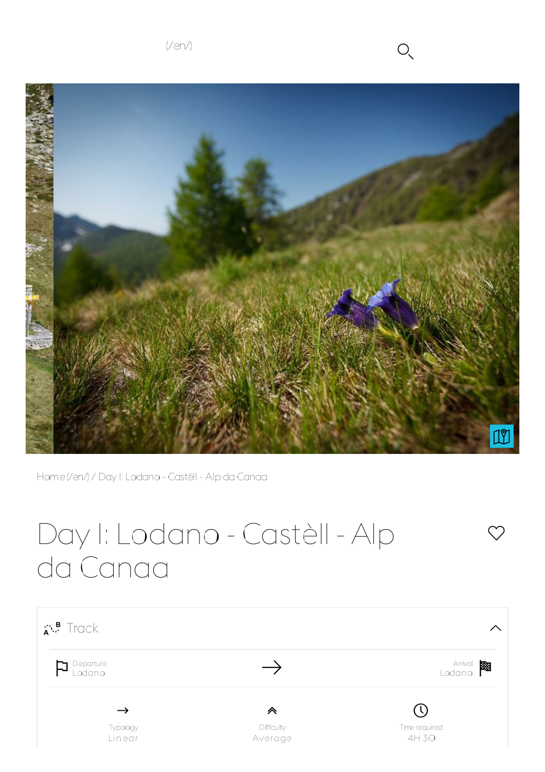(/en/)

Home (/en/) / Day I: Lodano - Castèll - Alp da Canaa

# Day I: Lodano - Castèll - Alp da Canaa

## Track

Departure
Lodano

Arrival
Lodano

| Typology | Difficulty | Time required |
| --- | --- | --- |
| Linear | Average | 4H 30 |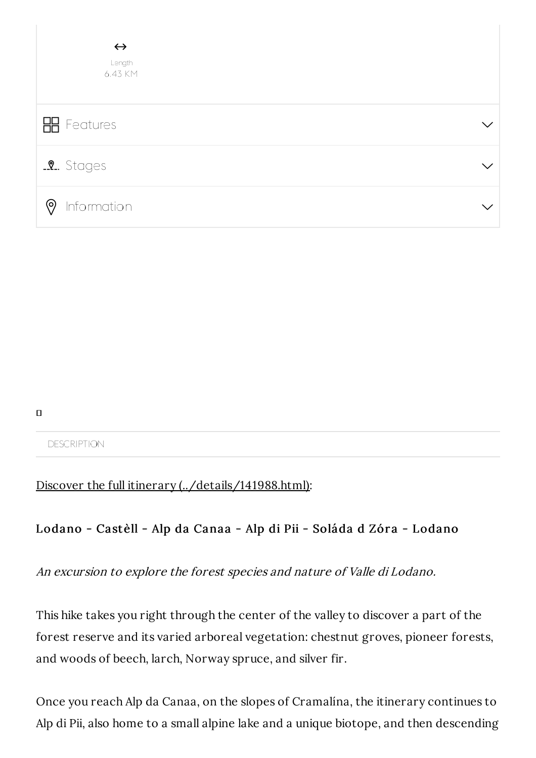↔

Length
6.43 KM

Features

Stages

Information

DESCRIPTION

Discover the full itinerary (../details/141988.html):

**Lodano - Castèll - Alp da Canaa - Alp di Pii - Soláda d Zóra - Lodano**

*An excursion to explore the forest species and nature of Valle di Lodano.*

This hike takes you right through the center of the valley to discover a part of the forest reserve and its varied arboreal vegetation: chestnut groves, pioneer forests, and woods of beech, larch, Norway spruce, and silver fir.

Once you reach Alp da Canaa, on the slopes of Cramalína, the itinerary continues to Alp di Pii, also home to a small alpine lake and a unique biotope, and then descending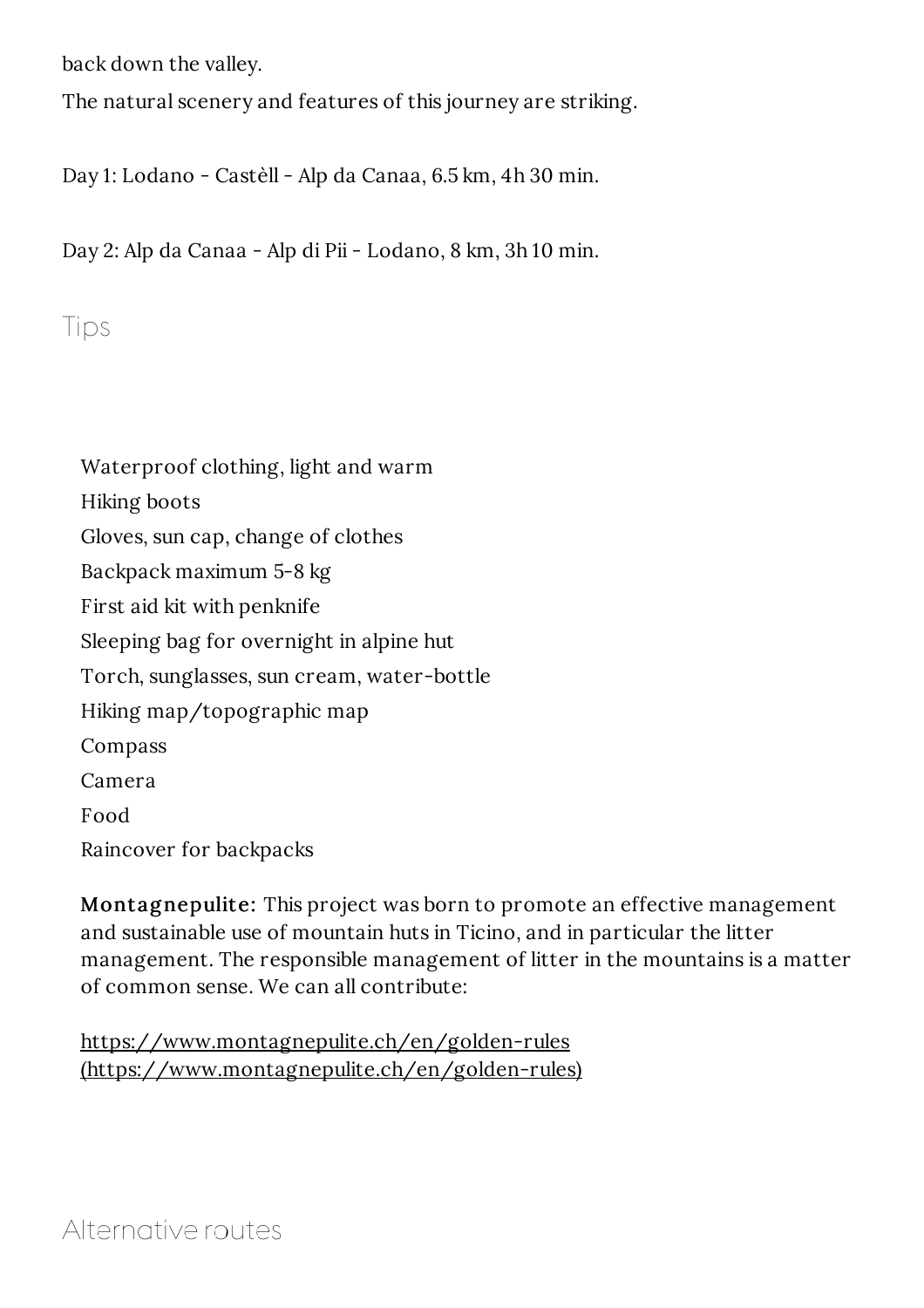back down the valley.

The natural scenery and features of this journey are striking.

Day 1: Lodano - Castèll - Alp da Canaa, 6.5 km, 4h 30 min.

Day 2: Alp da Canaa - Alp di Pii - Lodano, 8 km, 3h 10 min.

## Tips

- Waterproof clothing, light and warm
- Hiking boots
- Gloves, sun cap, change of clothes
- Backpack maximum 5-8 kg
- First aid kit with penknife
- Sleeping bag for overnight in alpine hut
- Torch, sunglasses, sun cream, water-bottle
- Hiking map/topographic map
- Compass
- Camera
- Food
- Raincover for backpacks

**Montagnepulite:** This project was born to promote an effective management and sustainable use of mountain huts in Ticino, and in particular the litter management. The responsible management of litter in the mountains is a matter of common sense. We can all contribute:

https://www.montagnepulite.ch/en/golden-rules (https://www.montagnepulite.ch/en/golden-rules)

## Alternative routes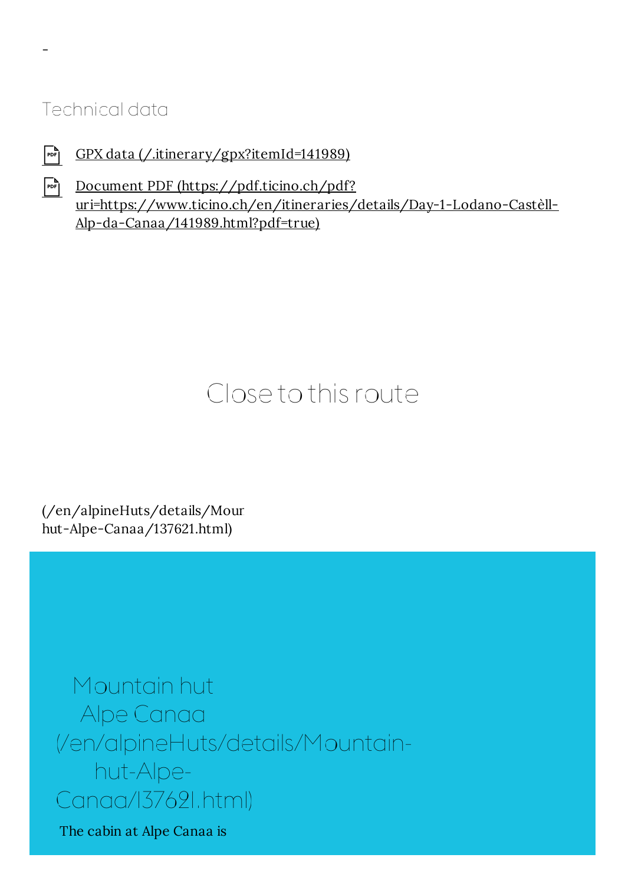-

## Technical data

- GPX data (/.itinerary/gpx?itemId=141989)
- Document PDF (https://pdf.ticino.ch/pdf?uri=https://www.ticino.ch/en/itineraries/details/Day-1-Lodano-Castèll-Alp-da-Canaa/141989.html?pdf=true)

# Close to this route

(/en/alpineHuts/details/Mour hut-Alpe-Canaa/137621.html)

## Mountain hut Alpe Canaa (/en/alpineHuts/details/Mountain-hut-Alpe-Canaa/137621.html)

The cabin at Alpe Canaa is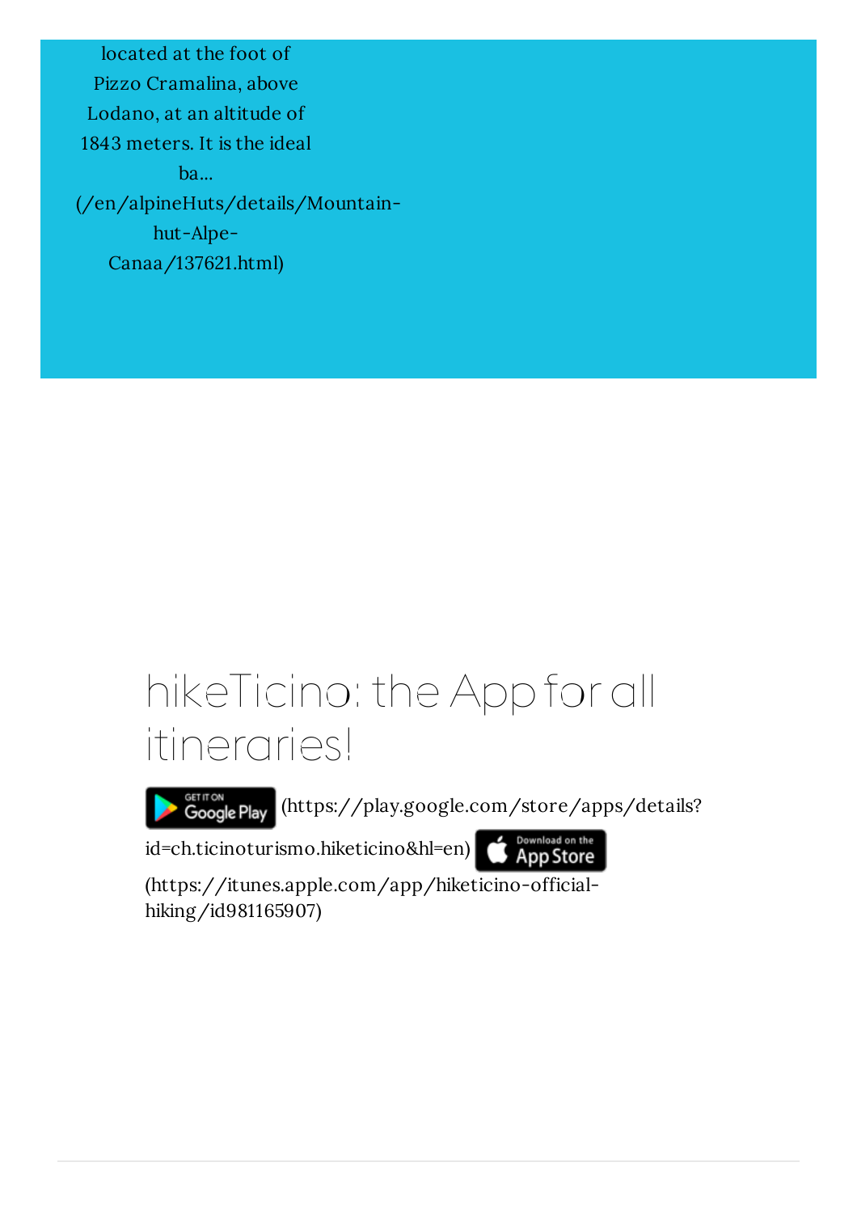located at the foot of Pizzo Cramalina, above Lodano, at an altitude of 1843 meters. It is the ideal ba... (/en/alpineHuts/details/Mountain-hut-Alpe-Canaa/137621.html)

## hikeTicino: the App for all itineraries!

(https://play.google.com/store/apps/details?id=ch.ticinoturismo.hiketicino&hl=en) (https://itunes.apple.com/app/hiketicino-official-hiking/id981165907)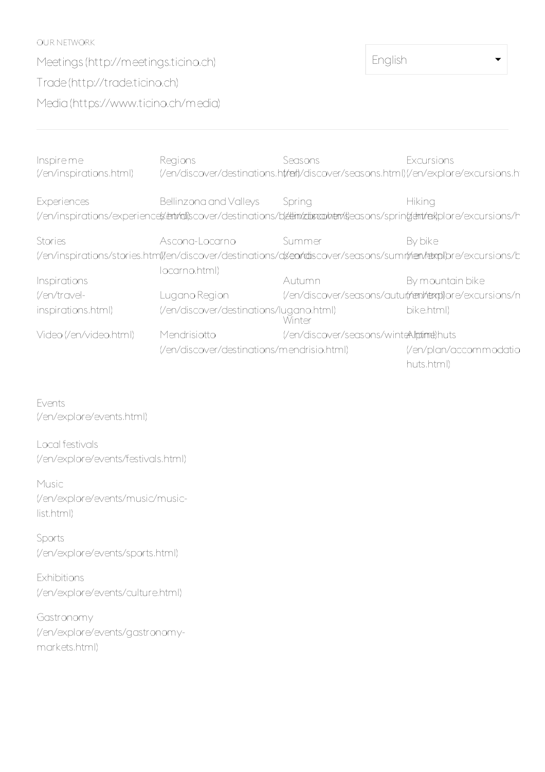OUR NETWORK

Meetings (http://meetings.ticino.ch)

Trade (http://trade.ticino.ch)

Media (https://www.ticino.ch/media)

English

Inspire me (/en/inspirations.html)

Experiences (/en/inspirations/experiences.html)

Stories (/en/inspirations/stories.html)

Inspirations (/en/travel-inspirations.html)

Video (/en/video.html)

Regions (/en/discover/destinations.html)

Bellinzona and Valleys (/en/discover/destinations/bellinzona.html)

Ascona-Locarno (/en/discover/destinations/ascona-locarno.html)

Lugano Region (/en/discover/destinations/lugano.html)

Mendrisiotto (/en/discover/destinations/mendrisio.html)

Seasons (/en/discover/seasons.html)

Spring (/en/discover/seasons/spring.html)

Summer (/en/discover/seasons/summer.html)

Autumn (/en/discover/seasons/autumn.html)

Winter (/en/discover/seasons/winter.html)

Excursions (/en/explore/excursions.h

Hiking (/en/explore/excursions/h

By bike (/en/explore/excursions/b

By mountain bike (/en/explore/excursions/m bike.html)

Alpine huts (/en/plan/accommodatio huts.html)

Events (/en/explore/events.html)

Local festivals (/en/explore/events/festivals.html)

Music (/en/explore/events/music/music-list.html)

Sports (/en/explore/events/sports.html)

Exhibitions (/en/explore/events/culture.html)

Gastronomy (/en/explore/events/gastronomy-markets.html)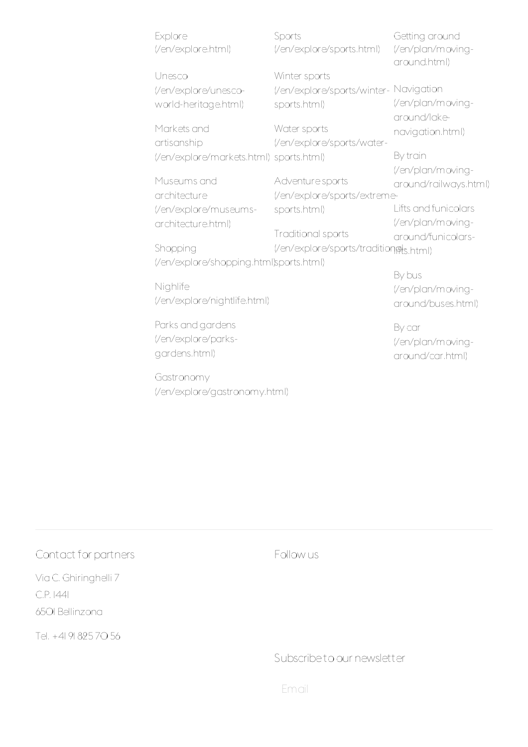Explore (/en/explore.html)

Unesco (/en/explore/unesco-world-heritage.html)

Markets and artisanship (/en/explore/markets.html)

Museums and architecture (/en/explore/museums-architecture.html)

Shopping (/en/explore/shopping.html)

Nighlife (/en/explore/nightlife.html)

Parks and gardens (/en/explore/parks-gardens.html)

Gastronomy (/en/explore/gastronomy.html)

Sports (/en/explore/sports.html)

Winter sports (/en/explore/sports/winter-sports.html)

Water sports (/en/explore/sports/water-sports.html)

Adventure sports (/en/explore/sports/extreme-sports.html)

Traditional sports (/en/explore/sports/traditional-sports.html)

Getting around (/en/plan/moving-around.html)

Navigation (/en/plan/moving-around/lake-navigation.html)

By train (/en/plan/moving-around/railways.html)

Lifts and funicolars (/en/plan/moving-around/funicolars-lifts.html)

By bus (/en/plan/moving-around/buses.html)

By car (/en/plan/moving-around/car.html)

---

Contact for partners

Via C. Ghiringhelli 7
C.P. 1441
6501 Bellinzona

Tel. +41 91 825 70 56

Follow us

Subscribe to our newsletter

Email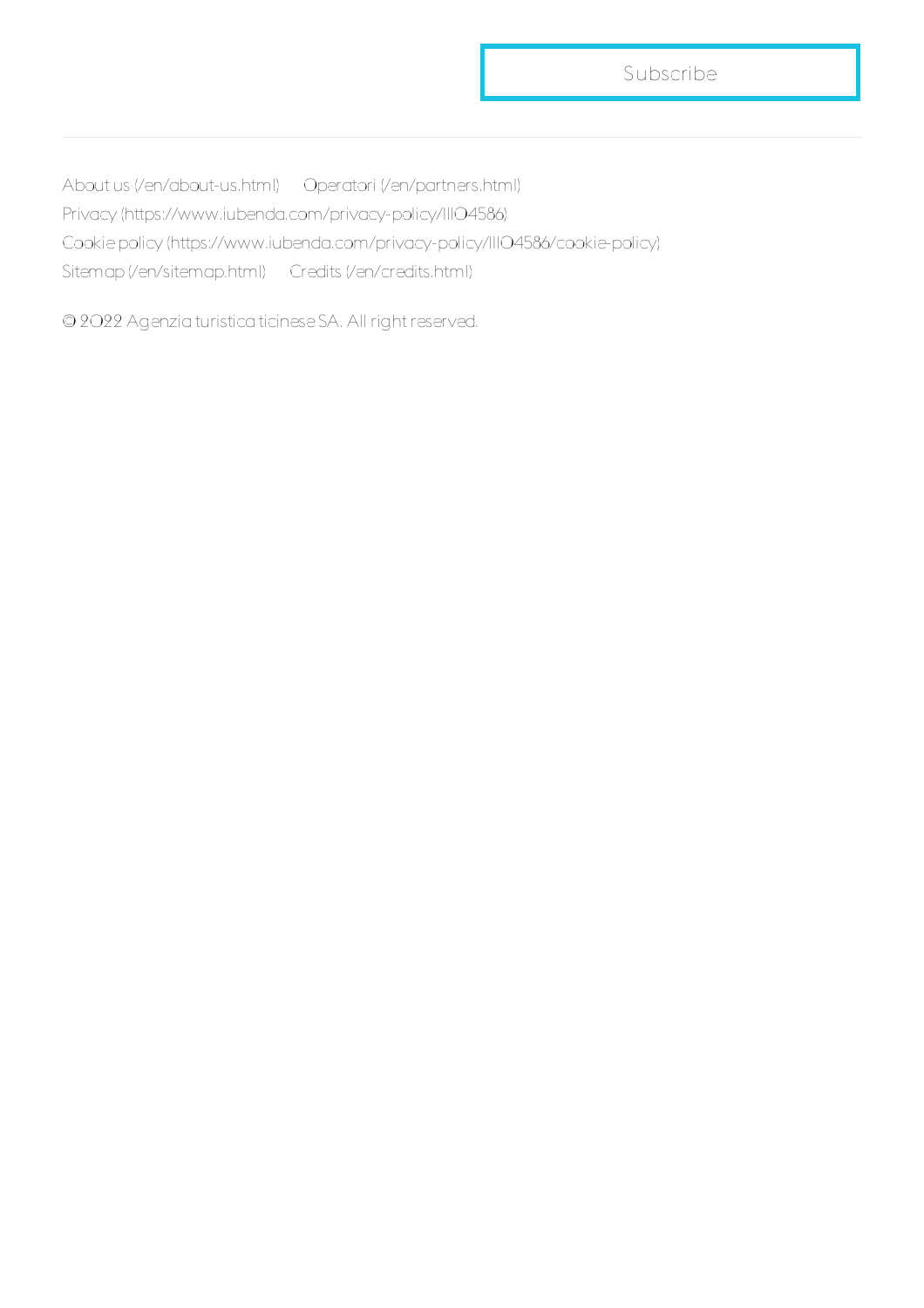Subscribe

About us (/en/about-us.html) Operatori (/en/partners.html)
Privacy (https://www.iubenda.com/privacy-policy/1110​4586)
Cookie policy (https://www.iubenda.com/privacy-policy/11104586/cookie-policy)
Sitemap (/en/sitemap.html) Credits (/en/credits.html)

© 2022 Agenzia turistica ticinese SA. All right reserved.